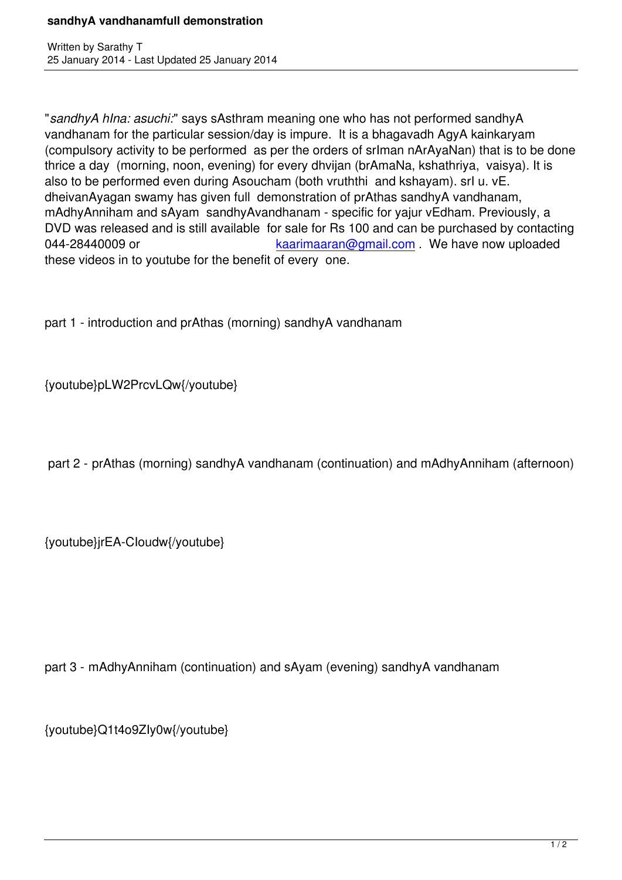# sandhyA vandhanamfull demonstration

Written by Sarathy T
25 January 2014 - Last Updated 25 January 2014

"*sandhyA hIna: asuchi:*" says sAsthram meaning one who has not performed sandhyA vandhanam for the particular session/day is impure. It is a bhagavadh AgyA kainkaryam (compulsory activity to be performed as per the orders of srIman nArAyaNan) that is to be done thrice a day (morning, noon, evening) for every dhvijan (brAmaNa, kshathriya, vaisya). It is also to be performed even during Asoucham (both vruththi and kshayam). srI u. vE. dheivanAyagan swamy has given full demonstration of prAthas sandhyA vandhanam, mAdhyAnniham and sAyam sandhyAvandhanam - specific for yajur vEdham. Previously, a DVD was released and is still available for sale for Rs 100 and can be purchased by contacting 044-28440009 or kaarimaaran@gmail.com . We have now uploaded these videos in to youtube for the benefit of every one.

part 1 - introduction and prAthas (morning) sandhyA vandhanam

{youtube}pLW2PrcvLQw{/youtube}

part 2 - prAthas (morning) sandhyA vandhanam (continuation) and mAdhyAnniham (afternoon)

{youtube}jrEA-CIoudw{/youtube}

part 3 - mAdhyAnniham (continuation) and sAyam (evening) sandhyA vandhanam

{youtube}Q1t4o9ZIy0w{/youtube}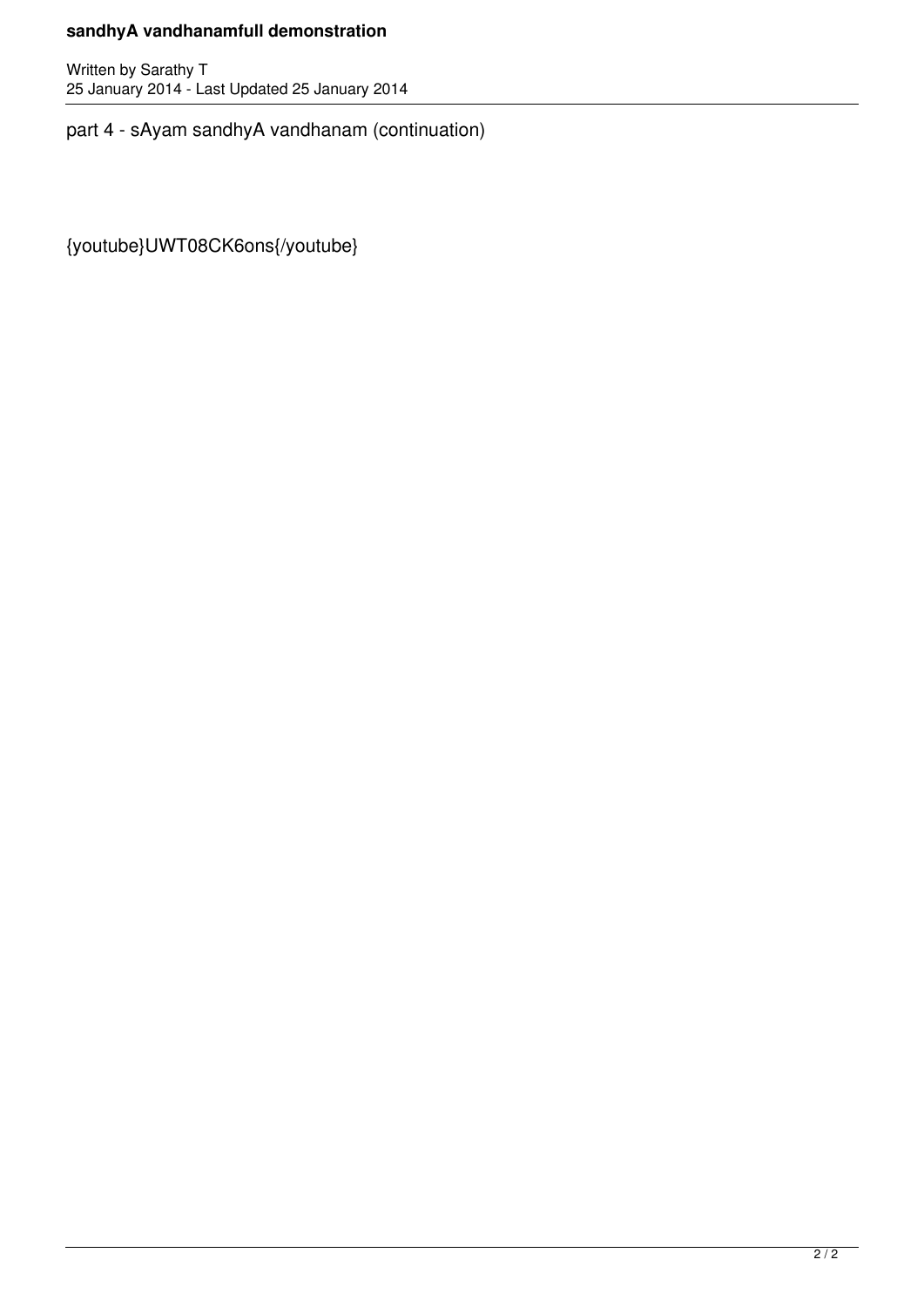part 4 - sAyam sandhyA vandhanam (continuation)

{youtube}UWT08CK6ons{/youtube}